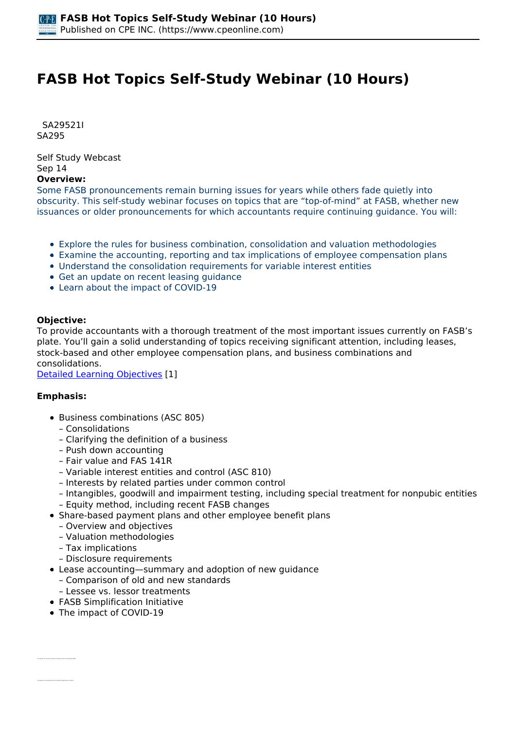# FASB Hot Topics Self-Study Webinar (10 Hours)

SA29521I
SA295

Self Study Webcast
Sep 14

**Overview:**

Some FASB pronouncements remain burning issues for years while others fade quietly into obscurity. This self-study webinar focuses on topics that are "top-of-mind" at FASB, whether new issuances or older pronouncements for which accountants require continuing guidance. You will:

- Explore the rules for business combination, consolidation and valuation methodologies
- Examine the accounting, reporting and tax implications of employee compensation plans
- Understand the consolidation requirements for variable interest entities
- Get an update on recent leasing guidance
- Learn about the impact of COVID-19

**Objective:**

To provide accountants with a thorough treatment of the most important issues currently on FASB's plate. You'll gain a solid understanding of topics receiving significant attention, including leases, stock-based and other employee compensation plans, and business combinations and consolidations.

Detailed Learning Objectives [1]

**Emphasis:**

- Business combinations (ASC 805)
  - – Consolidations
  - – Clarifying the definition of a business
  - – Push down accounting
  - – Fair value and FAS 141R
  - – Variable interest entities and control (ASC 810)
  - – Interests by related parties under common control
  - – Intangibles, goodwill and impairment testing, including special treatment for nonpubic entities
  - – Equity method, including recent FASB changes
- Share-based payment plans and other employee benefit plans
  - – Overview and objectives
  - – Valuation methodologies
  - – Tax implications
  - – Disclosure requirements
- Lease accounting—summary and adoption of new guidance
  - – Comparison of old and new standards
  - – Lessee vs. lessor treatments
- FASB Simplification Initiative
- The impact of COVID-19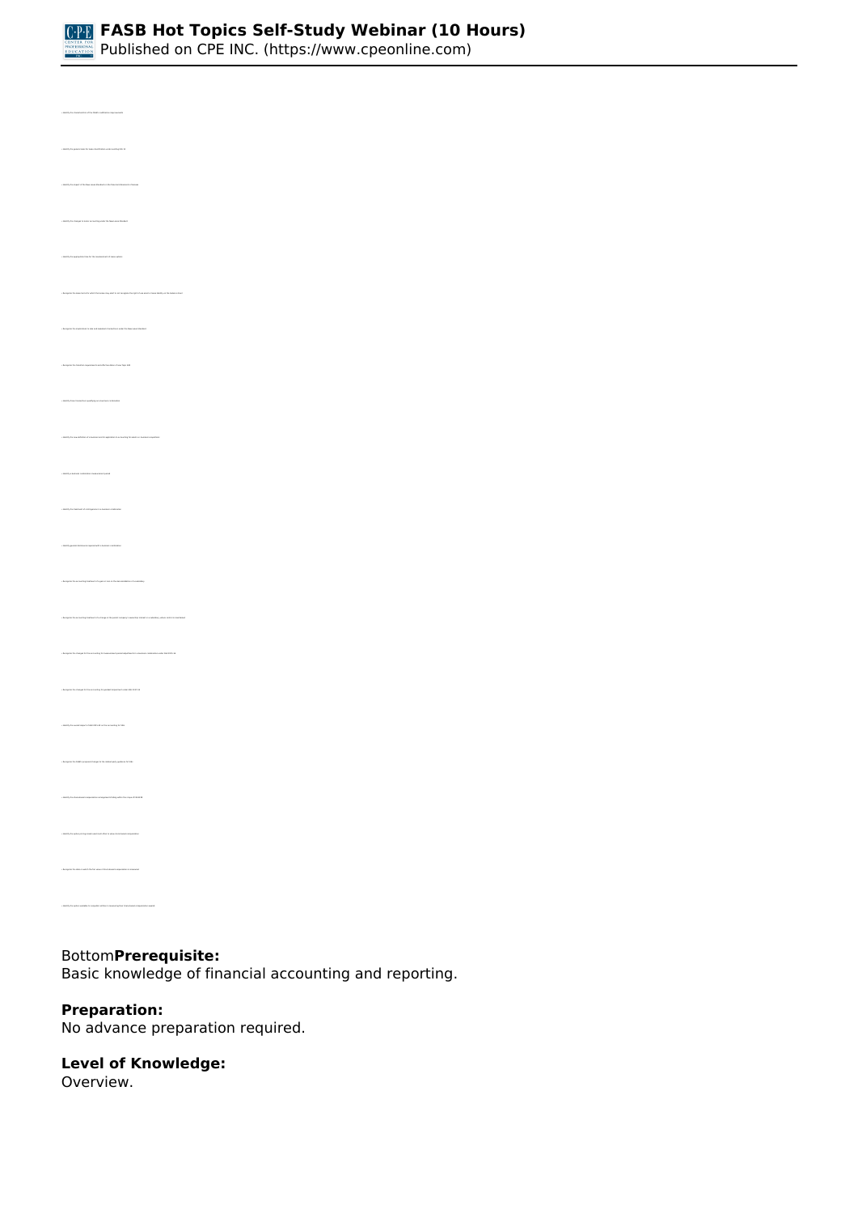Bottom**Prerequisite:**
Basic knowledge of financial accounting and reporting.

**Preparation:**
No advance preparation required.

**Level of Knowledge:**
Overview.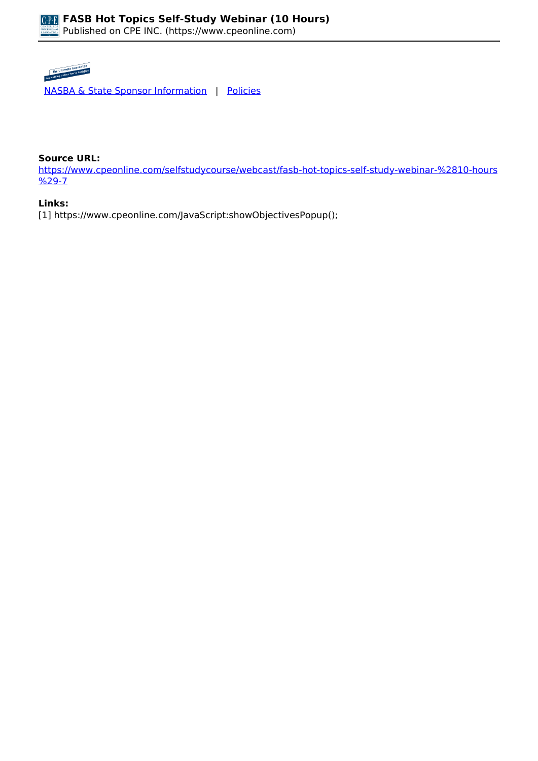[NASBA & State Sponsor Information](#) | [Policies](#)

**Source URL:**
https://www.cpeonline.com/selfstudycourse/webcast/fasb-hot-topics-self-study-webinar-%2810-hours%29-7

**Links:**
[1] https://www.cpeonline.com/JavaScript:showObjectivesPopup();